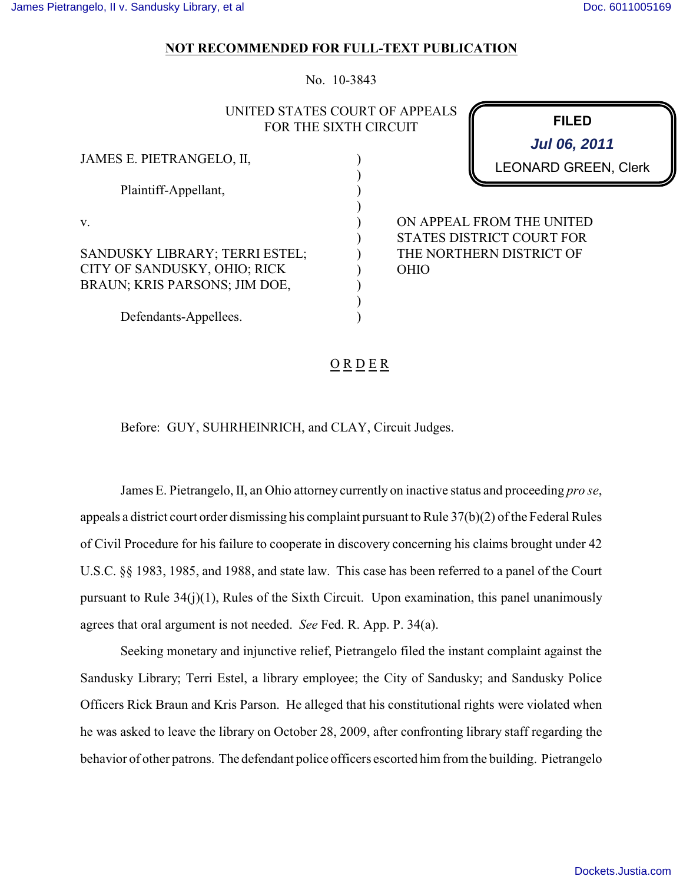**NOT RECOMMENDED FOR FULL-TEXT PUBLICATION**

No. 10-3843

UNITED STATES COURT OF APPEALS
FOR THE SIXTH CIRCUIT

**FILED**
*Jul 06, 2011*
LEONARD GREEN, Clerk

JAMES E. PIETRANGELO, II,

Plaintiff-Appellant,

v.

SANDUSKY LIBRARY; TERRI ESTEL; CITY OF SANDUSKY, OHIO; RICK BRAUN; KRIS PARSONS; JIM DOE,

Defendants-Appellees.

ON APPEAL FROM THE UNITED STATES DISTRICT COURT FOR THE NORTHERN DISTRICT OF OHIO

O R D E R

Before: GUY, SUHRHEINRICH, and CLAY, Circuit Judges.

James E. Pietrangelo, II, an Ohio attorney currently on inactive status and proceeding *pro se*, appeals a district court order dismissing his complaint pursuant to Rule 37(b)(2) of the Federal Rules of Civil Procedure for his failure to cooperate in discovery concerning his claims brought under 42 U.S.C. §§ 1983, 1985, and 1988, and state law. This case has been referred to a panel of the Court pursuant to Rule 34(j)(1), Rules of the Sixth Circuit. Upon examination, this panel unanimously agrees that oral argument is not needed. *See* Fed. R. App. P. 34(a).

Seeking monetary and injunctive relief, Pietrangelo filed the instant complaint against the Sandusky Library; Terri Estel, a library employee; the City of Sandusky; and Sandusky Police Officers Rick Braun and Kris Parson. He alleged that his constitutional rights were violated when he was asked to leave the library on October 28, 2009, after confronting library staff regarding the behavior of other patrons. The defendant police officers escorted him from the building. Pietrangelo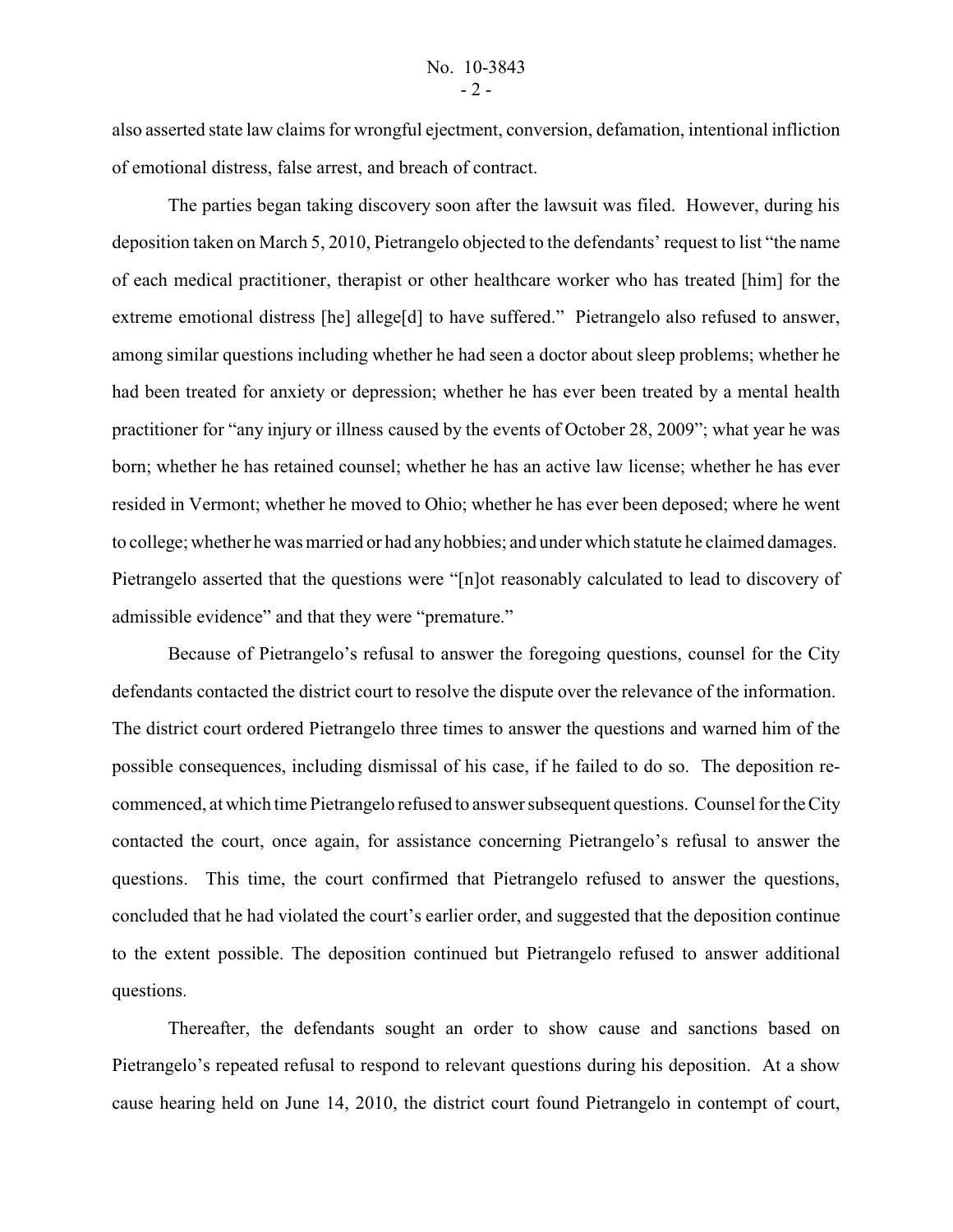also asserted state law claims for wrongful ejectment, conversion, defamation, intentional infliction of emotional distress, false arrest, and breach of contract.

The parties began taking discovery soon after the lawsuit was filed. However, during his deposition taken on March 5, 2010, Pietrangelo objected to the defendants' request to list "the name of each medical practitioner, therapist or other healthcare worker who has treated [him] for the extreme emotional distress [he] allege[d] to have suffered." Pietrangelo also refused to answer, among similar questions including whether he had seen a doctor about sleep problems; whether he had been treated for anxiety or depression; whether he has ever been treated by a mental health practitioner for "any injury or illness caused by the events of October 28, 2009"; what year he was born; whether he has retained counsel; whether he has an active law license; whether he has ever resided in Vermont; whether he moved to Ohio; whether he has ever been deposed; where he went to college; whether he was married or had any hobbies; and under which statute he claimed damages. Pietrangelo asserted that the questions were "[n]ot reasonably calculated to lead to discovery of admissible evidence" and that they were "premature."

Because of Pietrangelo's refusal to answer the foregoing questions, counsel for the City defendants contacted the district court to resolve the dispute over the relevance of the information. The district court ordered Pietrangelo three times to answer the questions and warned him of the possible consequences, including dismissal of his case, if he failed to do so. The deposition re-commenced, at which time Pietrangelo refused to answer subsequent questions. Counsel for the City contacted the court, once again, for assistance concerning Pietrangelo's refusal to answer the questions. This time, the court confirmed that Pietrangelo refused to answer the questions, concluded that he had violated the court's earlier order, and suggested that the deposition continue to the extent possible. The deposition continued but Pietrangelo refused to answer additional questions.

Thereafter, the defendants sought an order to show cause and sanctions based on Pietrangelo's repeated refusal to respond to relevant questions during his deposition. At a show cause hearing held on June 14, 2010, the district court found Pietrangelo in contempt of court,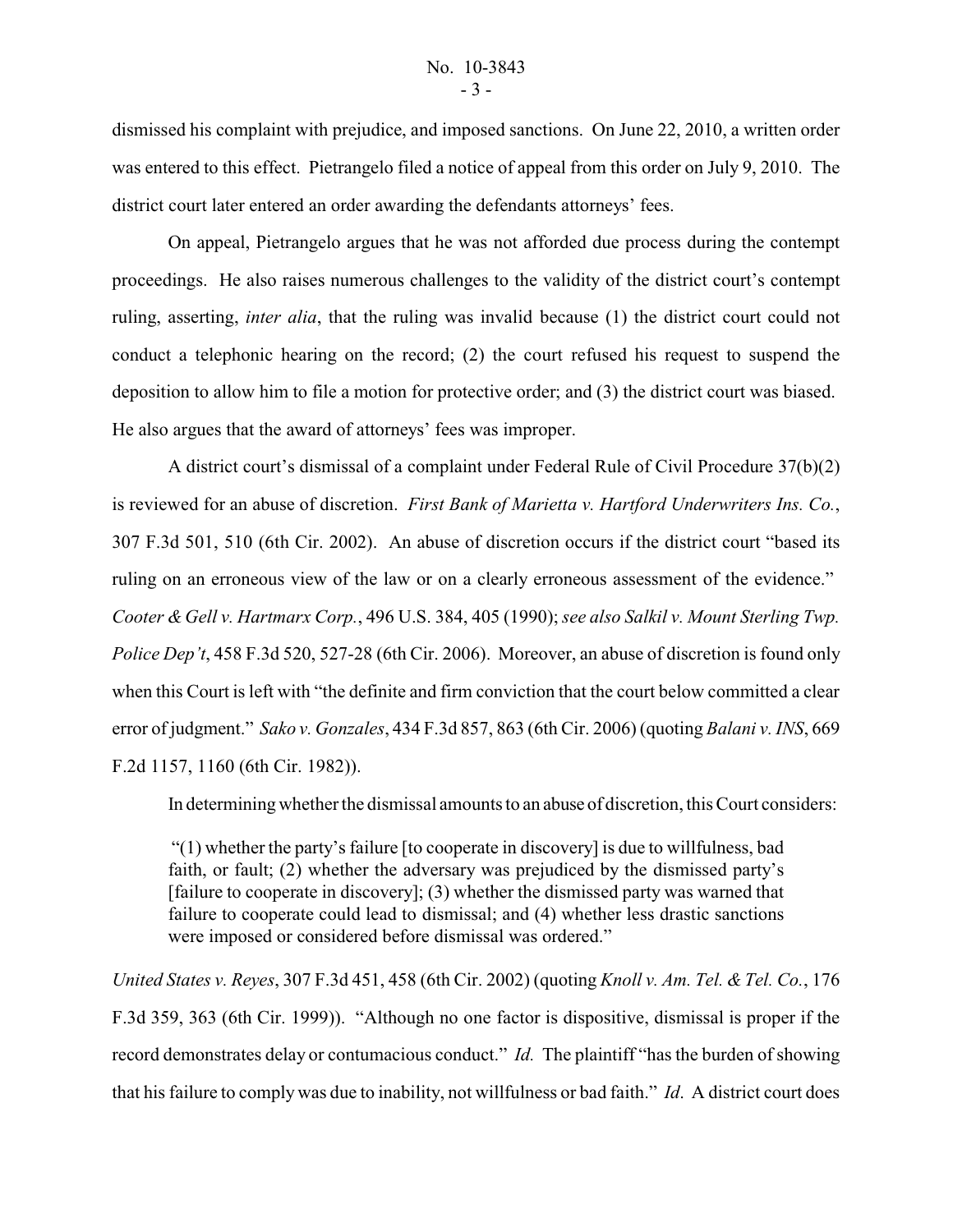dismissed his complaint with prejudice, and imposed sanctions. On June 22, 2010, a written order was entered to this effect. Pietrangelo filed a notice of appeal from this order on July 9, 2010. The district court later entered an order awarding the defendants attorneys' fees.

On appeal, Pietrangelo argues that he was not afforded due process during the contempt proceedings. He also raises numerous challenges to the validity of the district court's contempt ruling, asserting, *inter alia*, that the ruling was invalid because (1) the district court could not conduct a telephonic hearing on the record; (2) the court refused his request to suspend the deposition to allow him to file a motion for protective order; and (3) the district court was biased. He also argues that the award of attorneys' fees was improper.

A district court's dismissal of a complaint under Federal Rule of Civil Procedure 37(b)(2) is reviewed for an abuse of discretion. *First Bank of Marietta v. Hartford Underwriters Ins. Co.*, 307 F.3d 501, 510 (6th Cir. 2002). An abuse of discretion occurs if the district court "based its ruling on an erroneous view of the law or on a clearly erroneous assessment of the evidence." *Cooter & Gell v. Hartmarx Corp.*, 496 U.S. 384, 405 (1990); *see also Salkil v. Mount Sterling Twp. Police Dep't*, 458 F.3d 520, 527-28 (6th Cir. 2006). Moreover, an abuse of discretion is found only when this Court is left with "the definite and firm conviction that the court below committed a clear error of judgment." *Sako v. Gonzales*, 434 F.3d 857, 863 (6th Cir. 2006) (quoting *Balani v. INS*, 669 F.2d 1157, 1160 (6th Cir. 1982)).

In determining whether the dismissal amounts to an abuse of discretion, this Court considers:

> "(1) whether the party's failure [to cooperate in discovery] is due to willfulness, bad faith, or fault; (2) whether the adversary was prejudiced by the dismissed party's [failure to cooperate in discovery]; (3) whether the dismissed party was warned that failure to cooperate could lead to dismissal; and (4) whether less drastic sanctions were imposed or considered before dismissal was ordered."

*United States v. Reyes*, 307 F.3d 451, 458 (6th Cir. 2002) (quoting *Knoll v. Am. Tel. & Tel. Co.*, 176 F.3d 359, 363 (6th Cir. 1999)). "Although no one factor is dispositive, dismissal is proper if the record demonstrates delay or contumacious conduct." *Id.* The plaintiff "has the burden of showing that his failure to comply was due to inability, not willfulness or bad faith." *Id*. A district court does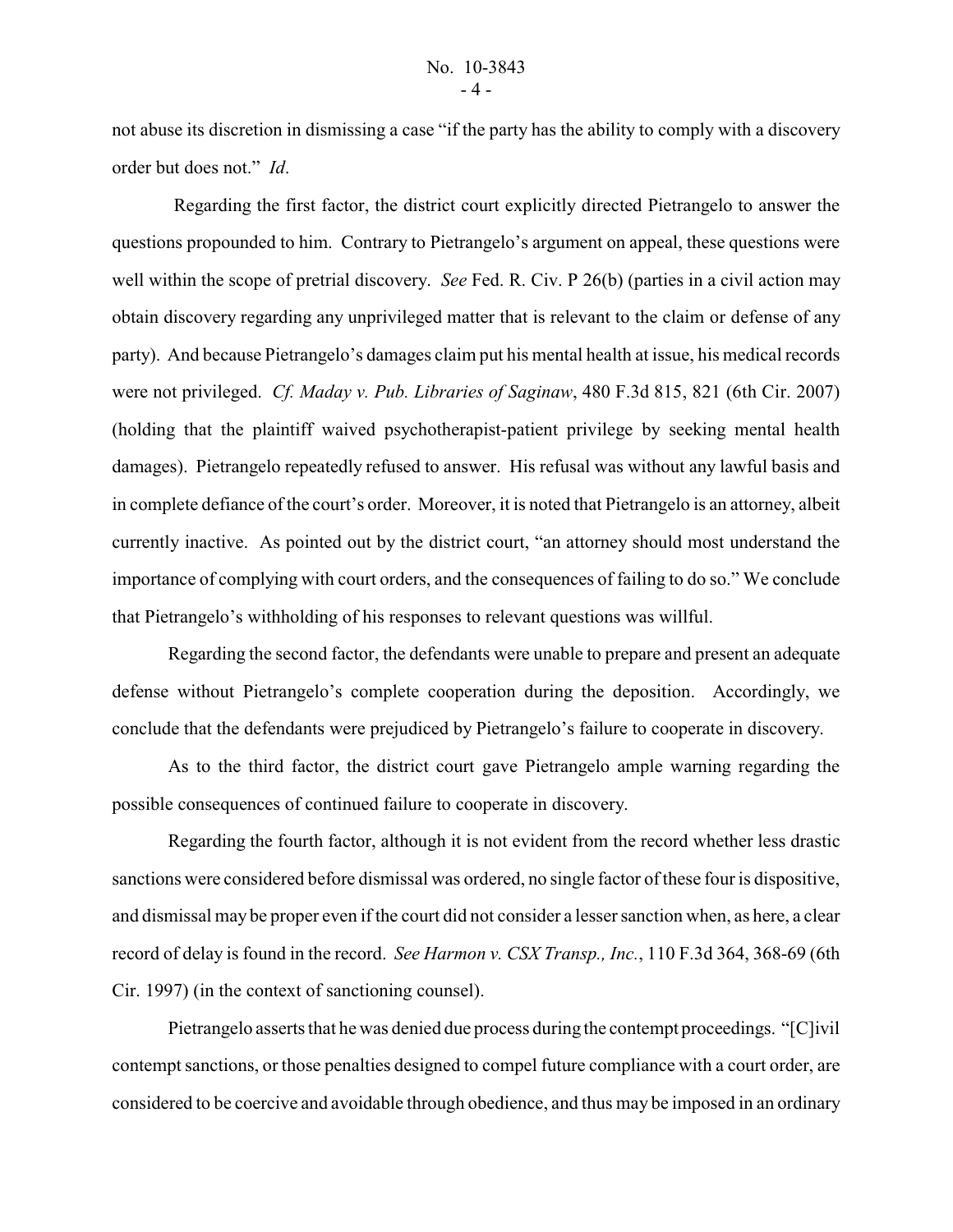not abuse its discretion in dismissing a case "if the party has the ability to comply with a discovery order but does not." *Id*.

Regarding the first factor, the district court explicitly directed Pietrangelo to answer the questions propounded to him. Contrary to Pietrangelo's argument on appeal, these questions were well within the scope of pretrial discovery. *See* Fed. R. Civ. P 26(b) (parties in a civil action may obtain discovery regarding any unprivileged matter that is relevant to the claim or defense of any party). And because Pietrangelo's damages claim put his mental health at issue, his medical records were not privileged. *Cf. Maday v. Pub. Libraries of Saginaw*, 480 F.3d 815, 821 (6th Cir. 2007) (holding that the plaintiff waived psychotherapist-patient privilege by seeking mental health damages). Pietrangelo repeatedly refused to answer. His refusal was without any lawful basis and in complete defiance of the court's order. Moreover, it is noted that Pietrangelo is an attorney, albeit currently inactive. As pointed out by the district court, "an attorney should most understand the importance of complying with court orders, and the consequences of failing to do so." We conclude that Pietrangelo's withholding of his responses to relevant questions was willful.

Regarding the second factor, the defendants were unable to prepare and present an adequate defense without Pietrangelo's complete cooperation during the deposition. Accordingly, we conclude that the defendants were prejudiced by Pietrangelo's failure to cooperate in discovery.

As to the third factor, the district court gave Pietrangelo ample warning regarding the possible consequences of continued failure to cooperate in discovery.

Regarding the fourth factor, although it is not evident from the record whether less drastic sanctions were considered before dismissal was ordered, no single factor of these four is dispositive, and dismissal may be proper even if the court did not consider a lesser sanction when, as here, a clear record of delay is found in the record. *See Harmon v. CSX Transp., Inc.*, 110 F.3d 364, 368-69 (6th Cir. 1997) (in the context of sanctioning counsel).

Pietrangelo asserts that he was denied due process during the contempt proceedings. "[C]ivil contempt sanctions, or those penalties designed to compel future compliance with a court order, are considered to be coercive and avoidable through obedience, and thus may be imposed in an ordinary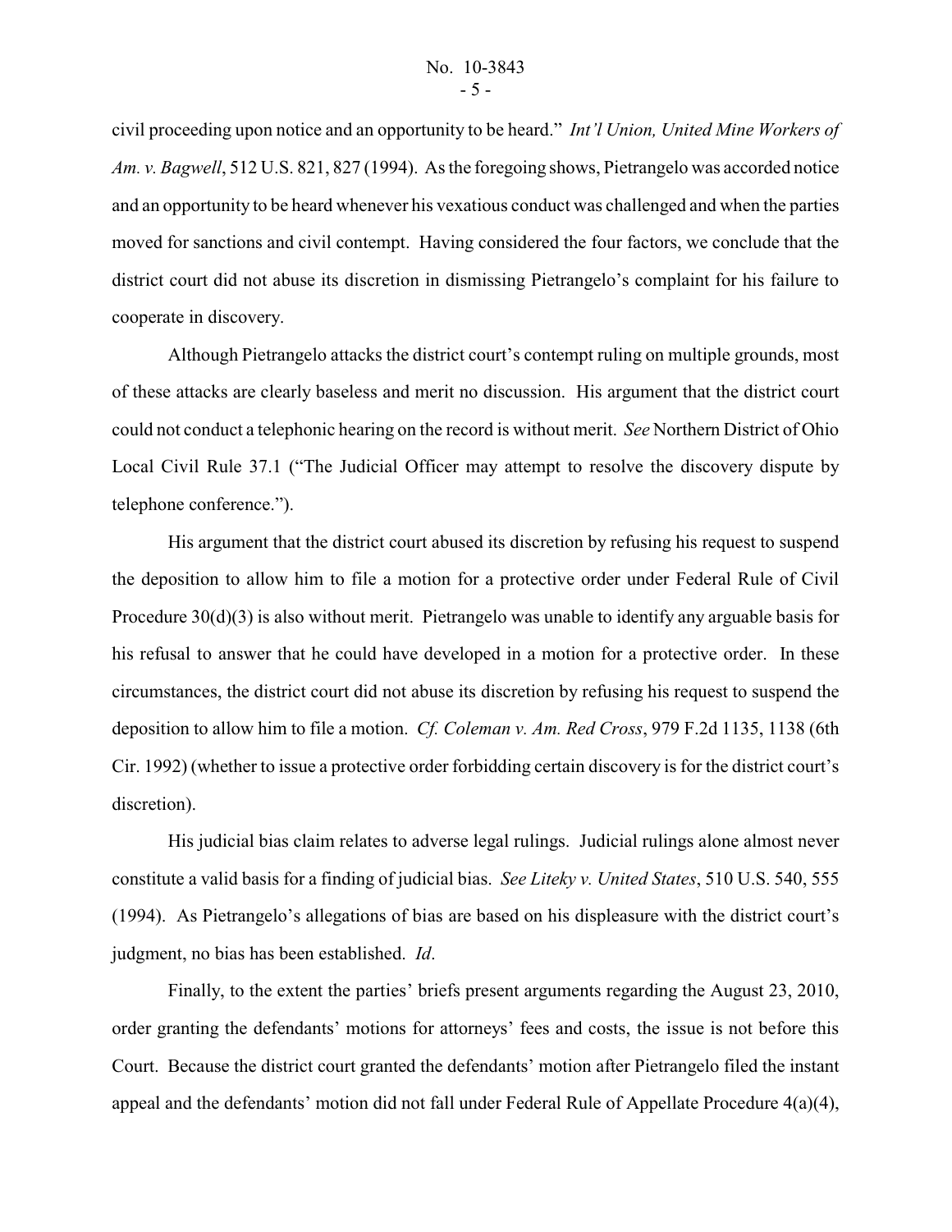civil proceeding upon notice and an opportunity to be heard." *Int'l Union, United Mine Workers of Am. v. Bagwell*, 512 U.S. 821, 827 (1994). As the foregoing shows, Pietrangelo was accorded notice and an opportunity to be heard whenever his vexatious conduct was challenged and when the parties moved for sanctions and civil contempt. Having considered the four factors, we conclude that the district court did not abuse its discretion in dismissing Pietrangelo's complaint for his failure to cooperate in discovery.

Although Pietrangelo attacks the district court's contempt ruling on multiple grounds, most of these attacks are clearly baseless and merit no discussion. His argument that the district court could not conduct a telephonic hearing on the record is without merit. *See* Northern District of Ohio Local Civil Rule 37.1 ("The Judicial Officer may attempt to resolve the discovery dispute by telephone conference.").

His argument that the district court abused its discretion by refusing his request to suspend the deposition to allow him to file a motion for a protective order under Federal Rule of Civil Procedure 30(d)(3) is also without merit. Pietrangelo was unable to identify any arguable basis for his refusal to answer that he could have developed in a motion for a protective order. In these circumstances, the district court did not abuse its discretion by refusing his request to suspend the deposition to allow him to file a motion. *Cf. Coleman v. Am. Red Cross*, 979 F.2d 1135, 1138 (6th Cir. 1992) (whether to issue a protective order forbidding certain discovery is for the district court's discretion).

His judicial bias claim relates to adverse legal rulings. Judicial rulings alone almost never constitute a valid basis for a finding of judicial bias. *See Liteky v. United States*, 510 U.S. 540, 555 (1994). As Pietrangelo's allegations of bias are based on his displeasure with the district court's judgment, no bias has been established. *Id*.

Finally, to the extent the parties' briefs present arguments regarding the August 23, 2010, order granting the defendants' motions for attorneys' fees and costs, the issue is not before this Court. Because the district court granted the defendants' motion after Pietrangelo filed the instant appeal and the defendants' motion did not fall under Federal Rule of Appellate Procedure 4(a)(4),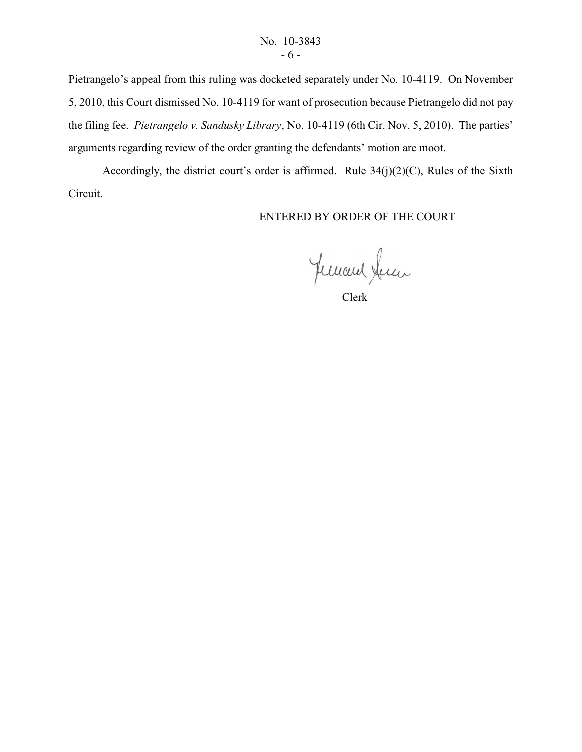Pietrangelo's appeal from this ruling was docketed separately under No. 10-4119. On November 5, 2010, this Court dismissed No. 10-4119 for want of prosecution because Pietrangelo did not pay the filing fee. *Pietrangelo v. Sandusky Library*, No. 10-4119 (6th Cir. Nov. 5, 2010). The parties' arguments regarding review of the order granting the defendants' motion are moot.

Accordingly, the district court's order is affirmed. Rule 34(j)(2)(C), Rules of the Sixth Circuit.

ENTERED BY ORDER OF THE COURT

Clerk